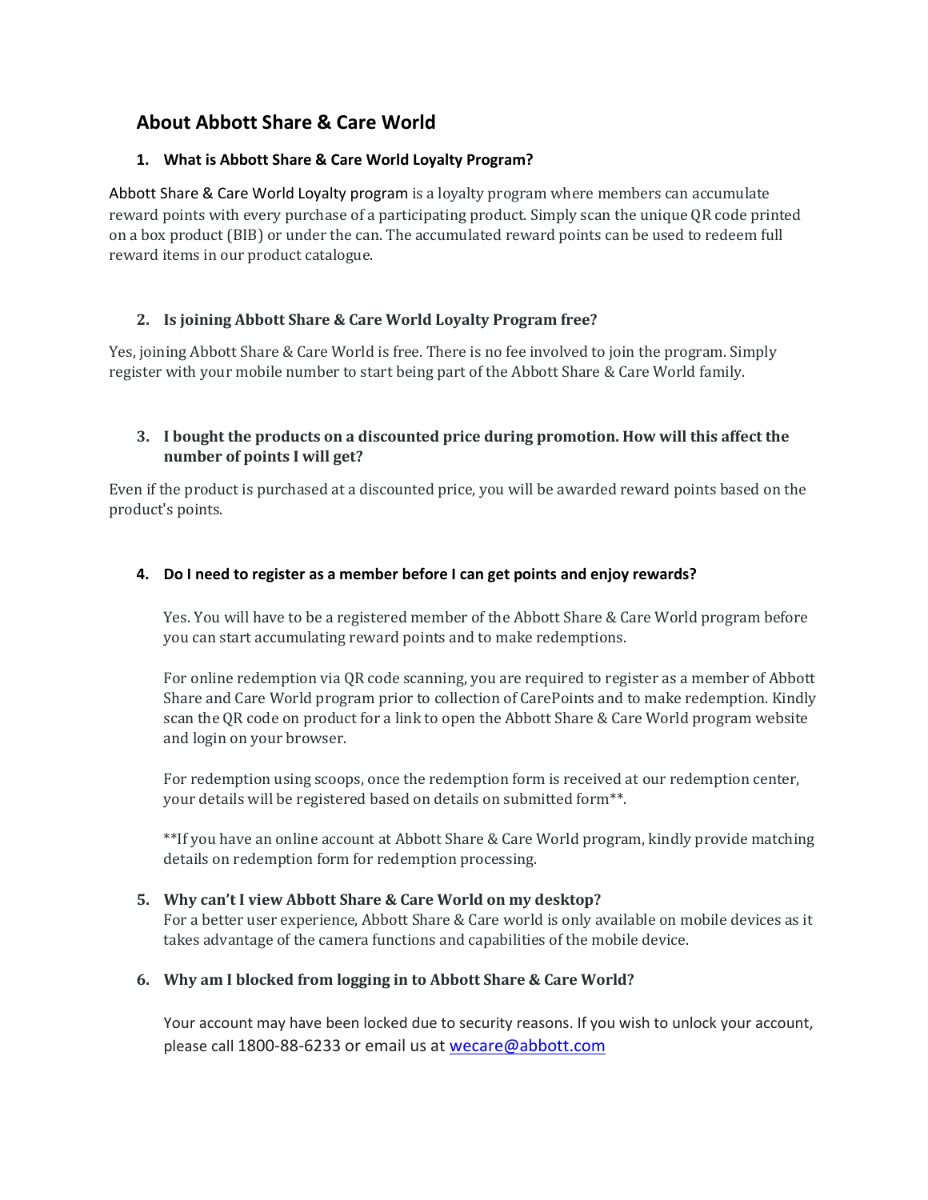## About Abbott Share & Care World

### 1. What is Abbott Share & Care World Loyalty Program?

Abbott Share & Care World Loyalty program is a loyalty program where members can accumulate reward points with every purchase of a participating product. Simply scan the unique QR code printed on a box product (BIB) or under the can. The accumulated reward points can be used to redeem full reward items in our product catalogue.

### 2. Is joining Abbott Share & Care World Loyalty Program free?

Yes, joining Abbott Share & Care World is free. There is no fee involved to join the program. Simply register with your mobile number to start being part of the Abbott Share & Care World family.

### 3. I bought the products on a discounted price during promotion. How will this affect the number of points I will get?

Even if the product is purchased at a discounted price, you will be awarded reward points based on the product's points.

### 4. Do I need to register as a member before I can get points and enjoy rewards?

Yes. You will have to be a registered member of the Abbott Share & Care World program before you can start accumulating reward points and to make redemptions.

For online redemption via QR code scanning, you are required to register as a member of Abbott Share and Care World program prior to collection of CarePoints and to make redemption. Kindly scan the QR code on product for a link to open the Abbott Share & Care World program website and login on your browser.

For redemption using scoops, once the redemption form is received at our redemption center, your details will be registered based on details on submitted form**.

**If you have an online account at Abbott Share & Care World program, kindly provide matching details on redemption form for redemption processing.

### 5. Why can't I view Abbott Share & Care World on my desktop?

For a better user experience, Abbott Share & Care world is only available on mobile devices as it takes advantage of the camera functions and capabilities of the mobile device.

### 6. Why am I blocked from logging in to Abbott Share & Care World?

Your account may have been locked due to security reasons. If you wish to unlock your account, please call 1800-88-6233 or email us at wecare@abbott.com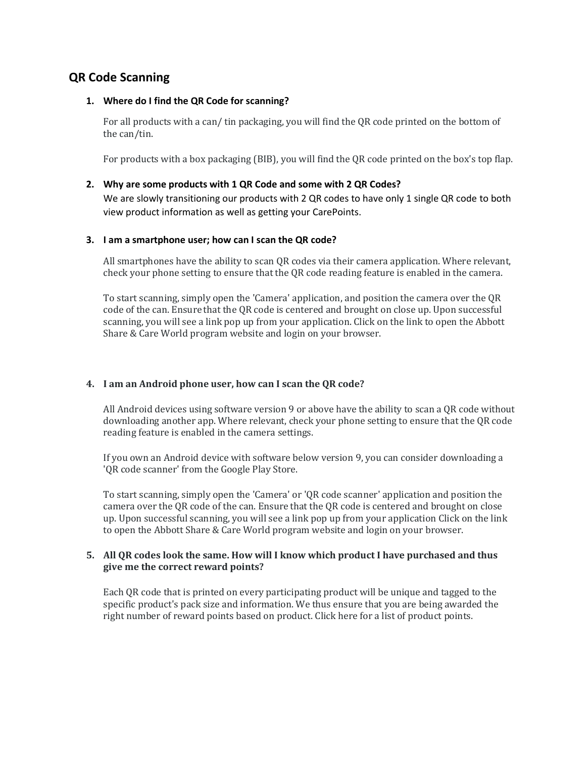## QR Code Scanning

1. **Where do I find the QR Code for scanning?**

   For all products with a can/ tin packaging, you will find the QR code printed on the bottom of the can/tin.

   For products with a box packaging (BIB), you will find the QR code printed on the box's top flap.

2. **Why are some products with 1 QR Code and some with 2 QR Codes?**

   We are slowly transitioning our products with 2 QR codes to have only 1 single QR code to both view product information as well as getting your CarePoints.

3. **I am a smartphone user; how can I scan the QR code?**

   All smartphones have the ability to scan QR codes via their camera application. Where relevant, check your phone setting to ensure that the QR code reading feature is enabled in the camera.

   To start scanning, simply open the 'Camera' application, and position the camera over the QR code of the can. Ensure that the QR code is centered and brought on close up. Upon successful scanning, you will see a link pop up from your application. Click on the link to open the Abbott Share & Care World program website and login on your browser.

4. **I am an Android phone user, how can I scan the QR code?**

   All Android devices using software version 9 or above have the ability to scan a QR code without downloading another app. Where relevant, check your phone setting to ensure that the QR code reading feature is enabled in the camera settings.

   If you own an Android device with software below version 9, you can consider downloading a 'QR code scanner' from the Google Play Store.

   To start scanning, simply open the 'Camera' or 'QR code scanner' application and position the camera over the QR code of the can. Ensure that the QR code is centered and brought on close up. Upon successful scanning, you will see a link pop up from your application Click on the link to open the Abbott Share & Care World program website and login on your browser.

5. **All QR codes look the same. How will I know which product I have purchased and thus give me the correct reward points?**

   Each QR code that is printed on every participating product will be unique and tagged to the specific product's pack size and information. We thus ensure that you are being awarded the right number of reward points based on product. Click here for a list of product points.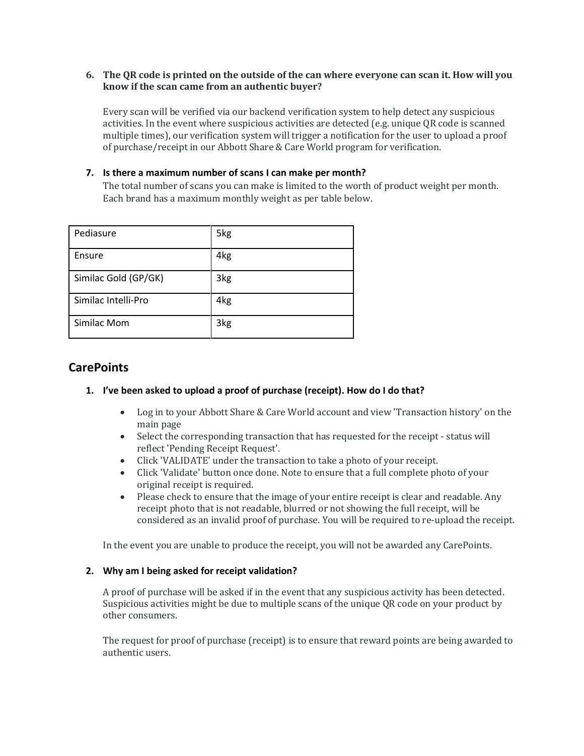6. **The QR code is printed on the outside of the can where everyone can scan it. How will you know if the scan came from an authentic buyer?**

   Every scan will be verified via our backend verification system to help detect any suspicious activities. In the event where suspicious activities are detected (e.g. unique QR code is scanned multiple times), our verification system will trigger a notification for the user to upload a proof of purchase/receipt in our Abbott Share & Care World program for verification.

7. **Is there a maximum number of scans I can make per month?**

   The total number of scans you can make is limited to the worth of product weight per month. Each brand has a maximum monthly weight as per table below.

| | |
|---|---|
| Pediasure | 5kg |
| Ensure | 4kg |
| Similac Gold (GP/GK) | 3kg |
| Similac Intelli-Pro | 4kg |
| Similac Mom | 3kg |

## CarePoints

1. **I've been asked to upload a proof of purchase (receipt). How do I do that?**

   - Log in to your Abbott Share & Care World account and view 'Transaction history' on the main page
   - Select the corresponding transaction that has requested for the receipt - status will reflect 'Pending Receipt Request'.
   - Click 'VALIDATE' under the transaction to take a photo of your receipt.
   - Click 'Validate' button once done. Note to ensure that a full complete photo of your original receipt is required.
   - Please check to ensure that the image of your entire receipt is clear and readable. Any receipt photo that is not readable, blurred or not showing the full receipt, will be considered as an invalid proof of purchase. You will be required to re-upload the receipt.

   In the event you are unable to produce the receipt, you will not be awarded any CarePoints.

2. **Why am I being asked for receipt validation?**

   A proof of purchase will be asked if in the event that any suspicious activity has been detected. Suspicious activities might be due to multiple scans of the unique QR code on your product by other consumers.

   The request for proof of purchase (receipt) is to ensure that reward points are being awarded to authentic users.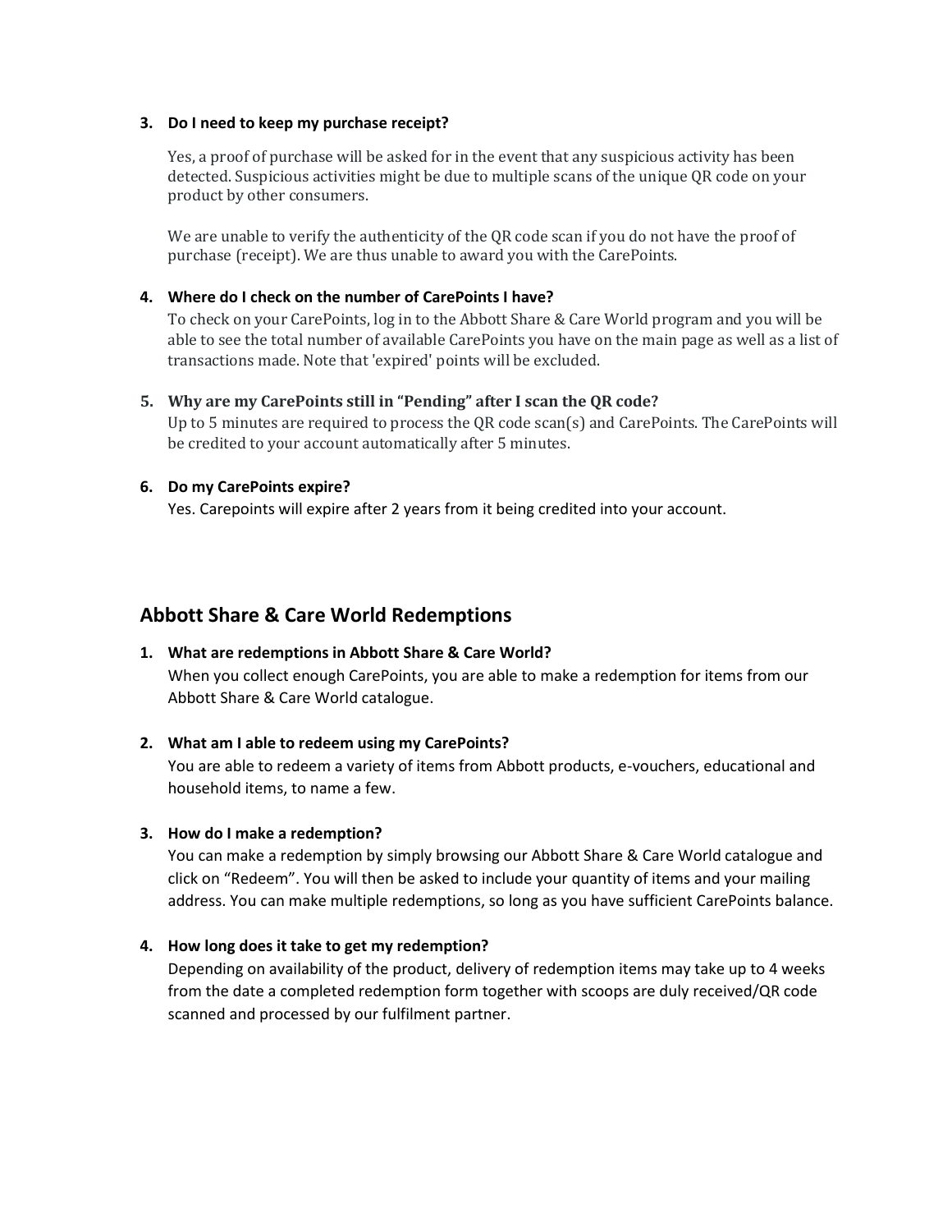3. **Do I need to keep my purchase receipt?**

   Yes, a proof of purchase will be asked for in the event that any suspicious activity has been detected. Suspicious activities might be due to multiple scans of the unique QR code on your product by other consumers.

   We are unable to verify the authenticity of the QR code scan if you do not have the proof of purchase (receipt). We are thus unable to award you with the CarePoints.

4. **Where do I check on the number of CarePoints I have?**
   To check on your CarePoints, log in to the Abbott Share & Care World program and you will be able to see the total number of available CarePoints you have on the main page as well as a list of transactions made. Note that 'expired' points will be excluded.

5. **Why are my CarePoints still in "Pending" after I scan the QR code?**
   Up to 5 minutes are required to process the QR code scan(s) and CarePoints. The CarePoints will be credited to your account automatically after 5 minutes.

6. **Do my CarePoints expire?**
   Yes. Carepoints will expire after 2 years from it being credited into your account.

## Abbott Share & Care World Redemptions

1. **What are redemptions in Abbott Share & Care World?**
   When you collect enough CarePoints, you are able to make a redemption for items from our Abbott Share & Care World catalogue.

2. **What am I able to redeem using my CarePoints?**
   You are able to redeem a variety of items from Abbott products, e-vouchers, educational and household items, to name a few.

3. **How do I make a redemption?**
   You can make a redemption by simply browsing our Abbott Share & Care World catalogue and click on "Redeem". You will then be asked to include your quantity of items and your mailing address. You can make multiple redemptions, so long as you have sufficient CarePoints balance.

4. **How long does it take to get my redemption?**
   Depending on availability of the product, delivery of redemption items may take up to 4 weeks from the date a completed redemption form together with scoops are duly received/QR code scanned and processed by our fulfilment partner.